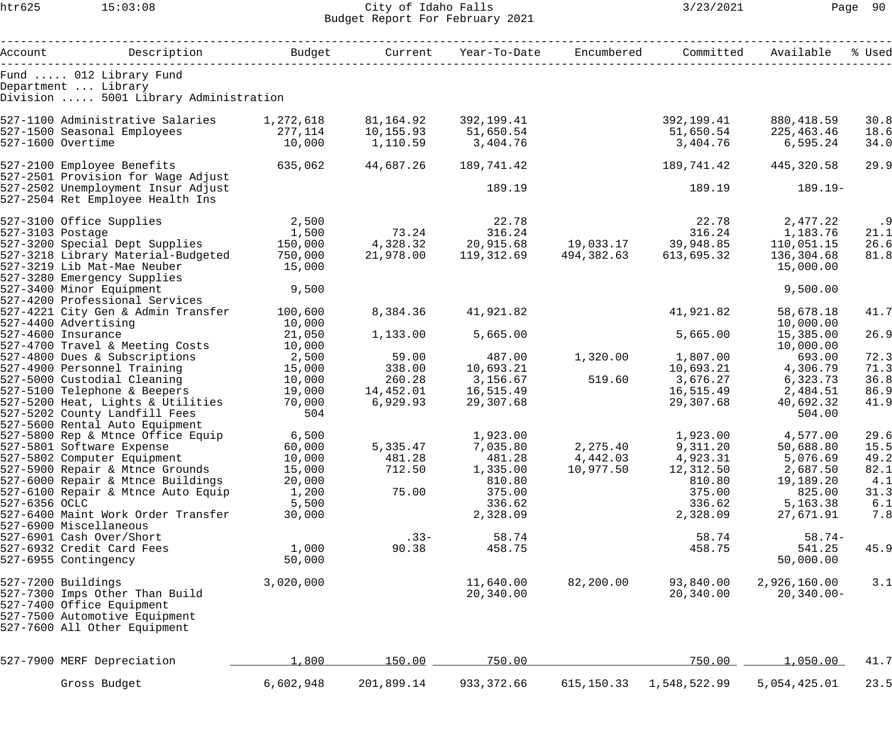City of Idaho Falls
Budget Report For February 2021

Fund ..... 012 Library Fund
Department ... Library
Division ..... 5001 Library Administration

| Account | Description | Budget | Current | Year-To-Date | Encumbered | Committed | Available | % Used |
|---|---|---|---|---|---|---|---|---|
| 527-1100 | Administrative Salaries | 1,272,618 | 81,164.92 | 392,199.41 | | 392,199.41 | 880,418.59 | 30.8 |
| 527-1500 | Seasonal Employees | 277,114 | 10,155.93 | 51,650.54 | | 51,650.54 | 225,463.46 | 18.6 |
| 527-1600 | Overtime | 10,000 | 1,110.59 | 3,404.76 | | 3,404.76 | 6,595.24 | 34.0 |
| 527-2100 | Employee Benefits | 635,062 | 44,687.26 | 189,741.42 | | 189,741.42 | 445,320.58 | 29.9 |
| 527-2501 | Provision for Wage Adjust | | | | | | | |
| 527-2502 | Unemployment Insur Adjust | | | 189.19 | | 189.19 | 189.19- | |
| 527-2504 | Ret Employee Health Ins | | | | | | | |
| 527-3100 | Office Supplies | 2,500 | | 22.78 | | 22.78 | 2,477.22 | .9 |
| 527-3103 | Postage | 1,500 | 73.24 | 316.24 | | 316.24 | 1,183.76 | 21.1 |
| 527-3200 | Special Dept Supplies | 150,000 | 4,328.32 | 20,915.68 | 19,033.17 | 39,948.85 | 110,051.15 | 26.6 |
| 527-3218 | Library Material-Budgeted | 750,000 | 21,978.00 | 119,312.69 | 494,382.63 | 613,695.32 | 136,304.68 | 81.8 |
| 527-3219 | Lib Mat-Mae Neuber | 15,000 | | | | | 15,000.00 | |
| 527-3280 | Emergency Supplies | | | | | | | |
| 527-3400 | Minor Equipment | 9,500 | | | | | 9,500.00 | |
| 527-4200 | Professional Services | | | | | | | |
| 527-4221 | City Gen & Admin Transfer | 100,600 | 8,384.36 | 41,921.82 | | 41,921.82 | 58,678.18 | 41.7 |
| 527-4400 | Advertising | 10,000 | | | | | 10,000.00 | |
| 527-4600 | Insurance | 21,050 | 1,133.00 | 5,665.00 | | 5,665.00 | 15,385.00 | 26.9 |
| 527-4700 | Travel & Meeting Costs | 10,000 | | | | | 10,000.00 | |
| 527-4800 | Dues & Subscriptions | 2,500 | 59.00 | 487.00 | 1,320.00 | 1,807.00 | 693.00 | 72.3 |
| 527-4900 | Personnel Training | 15,000 | 338.00 | 10,693.21 | | 10,693.21 | 4,306.79 | 71.3 |
| 527-5000 | Custodial Cleaning | 10,000 | 260.28 | 3,156.67 | 519.60 | 3,676.27 | 6,323.73 | 36.8 |
| 527-5100 | Telephone & Beepers | 19,000 | 14,452.01 | 16,515.49 | | 16,515.49 | 2,484.51 | 86.9 |
| 527-5200 | Heat, Lights & Utilities | 70,000 | 6,929.93 | 29,307.68 | | 29,307.68 | 40,692.32 | 41.9 |
| 527-5202 | County Landfill Fees | 504 | | | | | 504.00 | |
| 527-5600 | Rental Auto Equipment | | | | | | | |
| 527-5800 | Rep & Mtnce Office Equip | 6,500 | | 1,923.00 | | 1,923.00 | 4,577.00 | 29.6 |
| 527-5801 | Software Expense | 60,000 | 5,335.47 | 7,035.80 | 2,275.40 | 9,311.20 | 50,688.80 | 15.5 |
| 527-5802 | Computer Equipment | 10,000 | 481.28 | 481.28 | 4,442.03 | 4,923.31 | 5,076.69 | 49.2 |
| 527-5900 | Repair & Mtnce Grounds | 15,000 | 712.50 | 1,335.00 | 10,977.50 | 12,312.50 | 2,687.50 | 82.1 |
| 527-6000 | Repair & Mtnce Buildings | 20,000 | | 810.80 | | 810.80 | 19,189.20 | 4.1 |
| 527-6100 | Repair & Mtnce Auto Equip | 1,200 | 75.00 | 375.00 | | 375.00 | 825.00 | 31.3 |
| 527-6356 | OCLC | 5,500 | | 336.62 | | 336.62 | 5,163.38 | 6.1 |
| 527-6400 | Maint Work Order Transfer | 30,000 | | 2,328.09 | | 2,328.09 | 27,671.91 | 7.8 |
| 527-6900 | Miscellaneous | | | | | | | |
| 527-6901 | Cash Over/Short | | .33- | 58.74 | | 58.74 | 58.74- | |
| 527-6932 | Credit Card Fees | 1,000 | 90.38 | 458.75 | | 458.75 | 541.25 | 45.9 |
| 527-6955 | Contingency | 50,000 | | | | | 50,000.00 | |
| 527-7200 | Buildings | 3,020,000 | | 11,640.00 | 82,200.00 | 93,840.00 | 2,926,160.00 | 3.1 |
| 527-7300 | Imps Other Than Build | | | 20,340.00 | | 20,340.00 | 20,340.00- | |
| 527-7400 | Office Equipment | | | | | | | |
| 527-7500 | Automotive Equipment | | | | | | | |
| 527-7600 | All Other Equipment | | | | | | | |
| 527-7900 | MERF Depreciation | 1,800 | 150.00 | 750.00 | | 750.00 | 1,050.00 | 41.7 |
| | Gross Budget | 6,602,948 | 201,899.14 | 933,372.66 | 615,150.33 | 1,548,522.99 | 5,054,425.01 | 23.5 |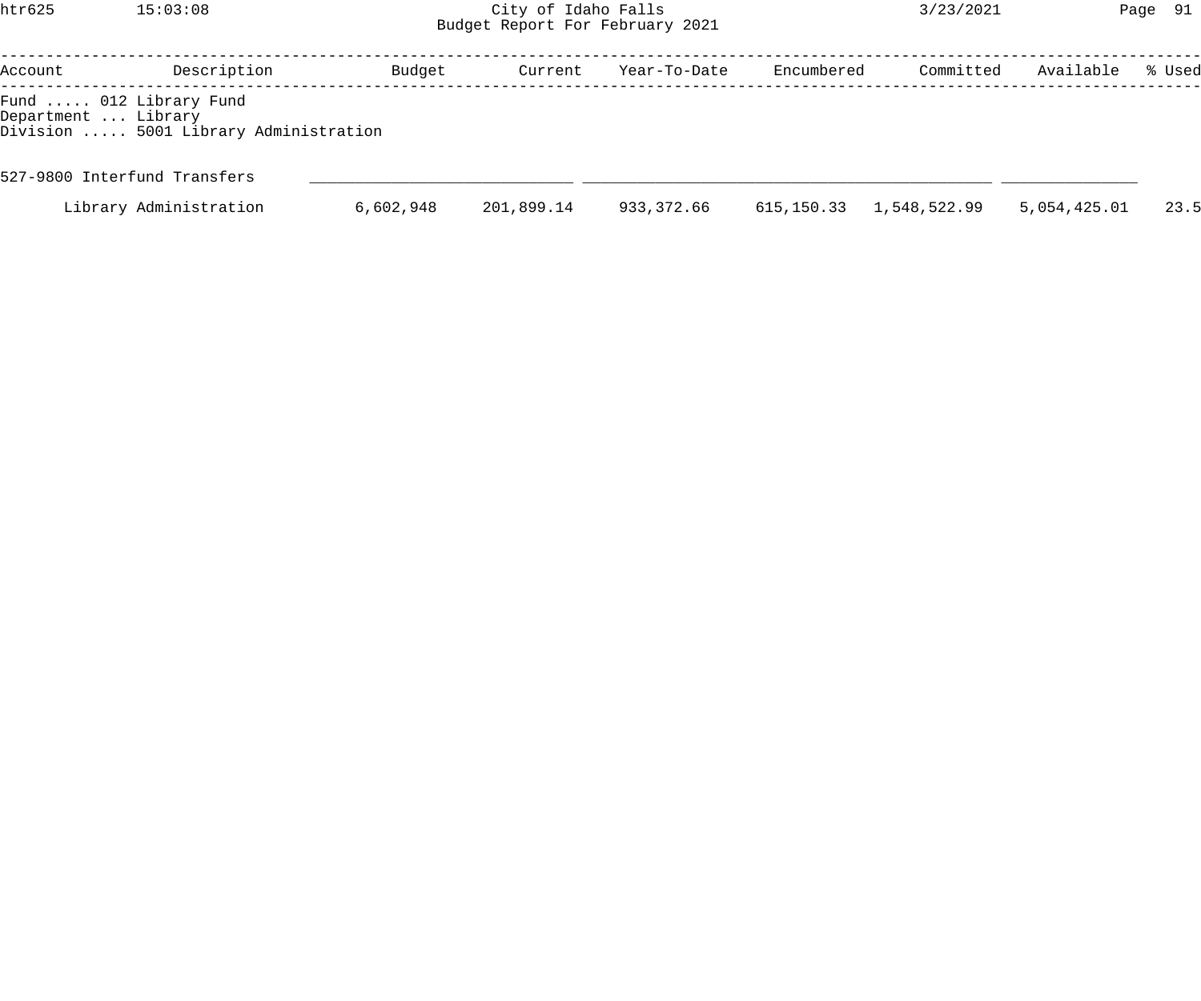Budget Report For February 2021

| Account | Description | Budget | Current | Year-To-Date | Encumbered | Committed | Available | % Used |
|---|---|---|---|---|---|---|---|---|

Fund ..... 012 Library Fund
Department ... Library
Division ..... 5001 Library Administration

| Account | Description | Budget | Current | Year-To-Date | Encumbered | Committed | Available | % Used |
|---|---|---|---|---|---|---|---|---|
| 527-9800 | Interfund Transfers | | | | | | | |
| | Library Administration | 6,602,948 | 201,899.14 | 933,372.66 | 615,150.33 | 1,548,522.99 | 5,054,425.01 | 23.5 |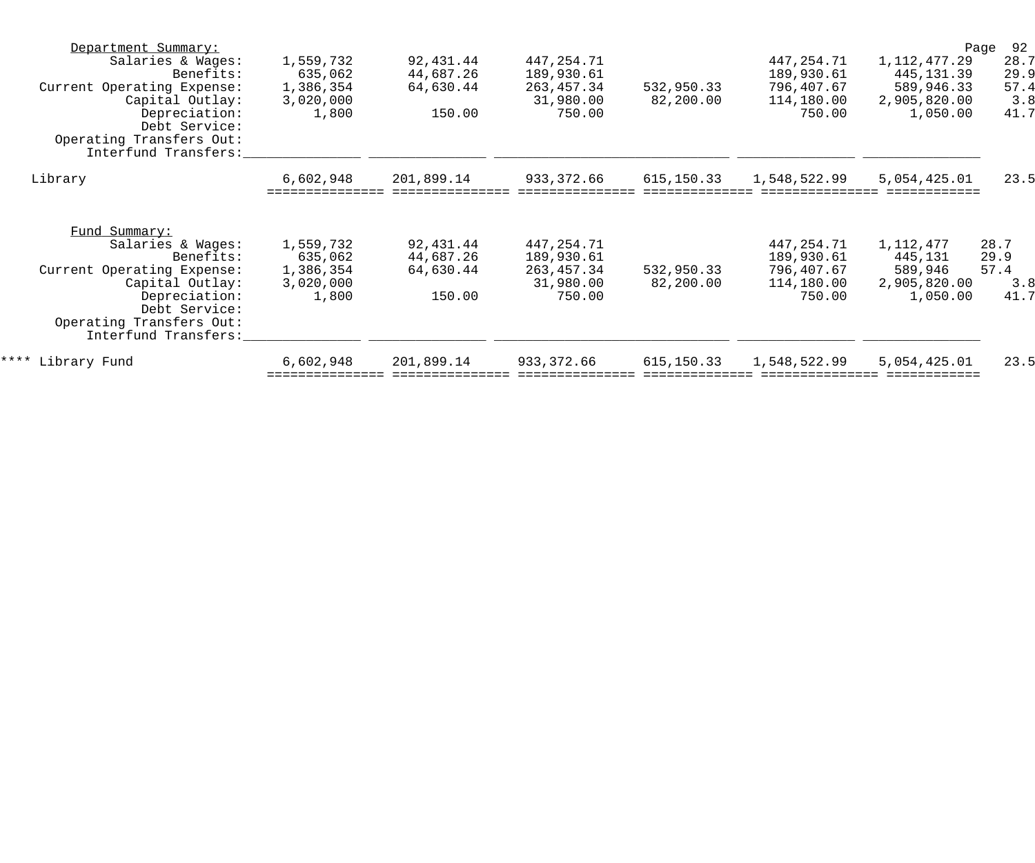| Department Summary: | | | | | | | |
|---|---|---|---|---|---|---|---|
| Salaries & Wages: | 1,559,732 | 92,431.44 | 447,254.71 | | 447,254.71 | 1,112,477.29 | 28.7 |
| Benefits: | 635,062 | 44,687.26 | 189,930.61 | | 189,930.61 | 445,131.39 | 29.9 |
| Current Operating Expense: | 1,386,354 | 64,630.44 | 263,457.34 | 532,950.33 | 796,407.67 | 589,946.33 | 57.4 |
| Capital Outlay: | 3,020,000 | | 31,980.00 | 82,200.00 | 114,180.00 | 2,905,820.00 | 3.8 |
| Depreciation: | 1,800 | 150.00 | 750.00 | | 750.00 | 1,050.00 | 41.7 |
| Debt Service: | | | | | | | |
| Operating Transfers Out: | | | | | | | |
| Interfund Transfers: | | | | | | | |
| Library | 6,602,948 | 201,899.14 | 933,372.66 | 615,150.33 | 1,548,522.99 | 5,054,425.01 | 23.5 |

| Fund Summary: | | | | | | | |
|---|---|---|---|---|---|---|---|
| Salaries & Wages: | 1,559,732 | 92,431.44 | 447,254.71 | | 447,254.71 | 1,112,477 | 28.7 |
| Benefits: | 635,062 | 44,687.26 | 189,930.61 | | 189,930.61 | 445,131 | 29.9 |
| Current Operating Expense: | 1,386,354 | 64,630.44 | 263,457.34 | 532,950.33 | 796,407.67 | 589,946 | 57.4 |
| Capital Outlay: | 3,020,000 | | 31,980.00 | 82,200.00 | 114,180.00 | 2,905,820.00 | 3.8 |
| Depreciation: | 1,800 | 150.00 | 750.00 | | 750.00 | 1,050.00 | 41.7 |
| Debt Service: | | | | | | | |
| Operating Transfers Out: | | | | | | | |
| Interfund Transfers: | | | | | | | |
| **** Library Fund | 6,602,948 | 201,899.14 | 933,372.66 | 615,150.33 | 1,548,522.99 | 5,054,425.01 | 23.5 |